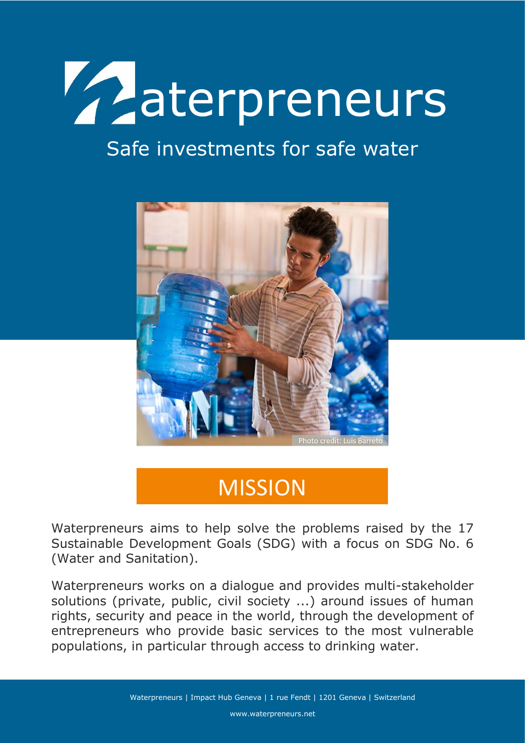# Waterpreneurs

Safe investments for safe water

Photo credit: Luis Barreto

## MISSION

Waterpreneurs aims to help solve the problems raised by the 17 Sustainable Development Goals (SDG) with a focus on SDG No. 6 (Water and Sanitation).

Waterpreneurs works on a dialogue and provides multi-stakeholder solutions (private, public, civil society ...) around issues of human rights, security and peace in the world, through the development of entrepreneurs who provide basic services to the most vulnerable populations, in particular through access to drinking water.

Waterpreneurs | Impact Hub Geneva | 1 rue Fendt | 1201 Geneva | Switzerland

www.waterpreneurs.net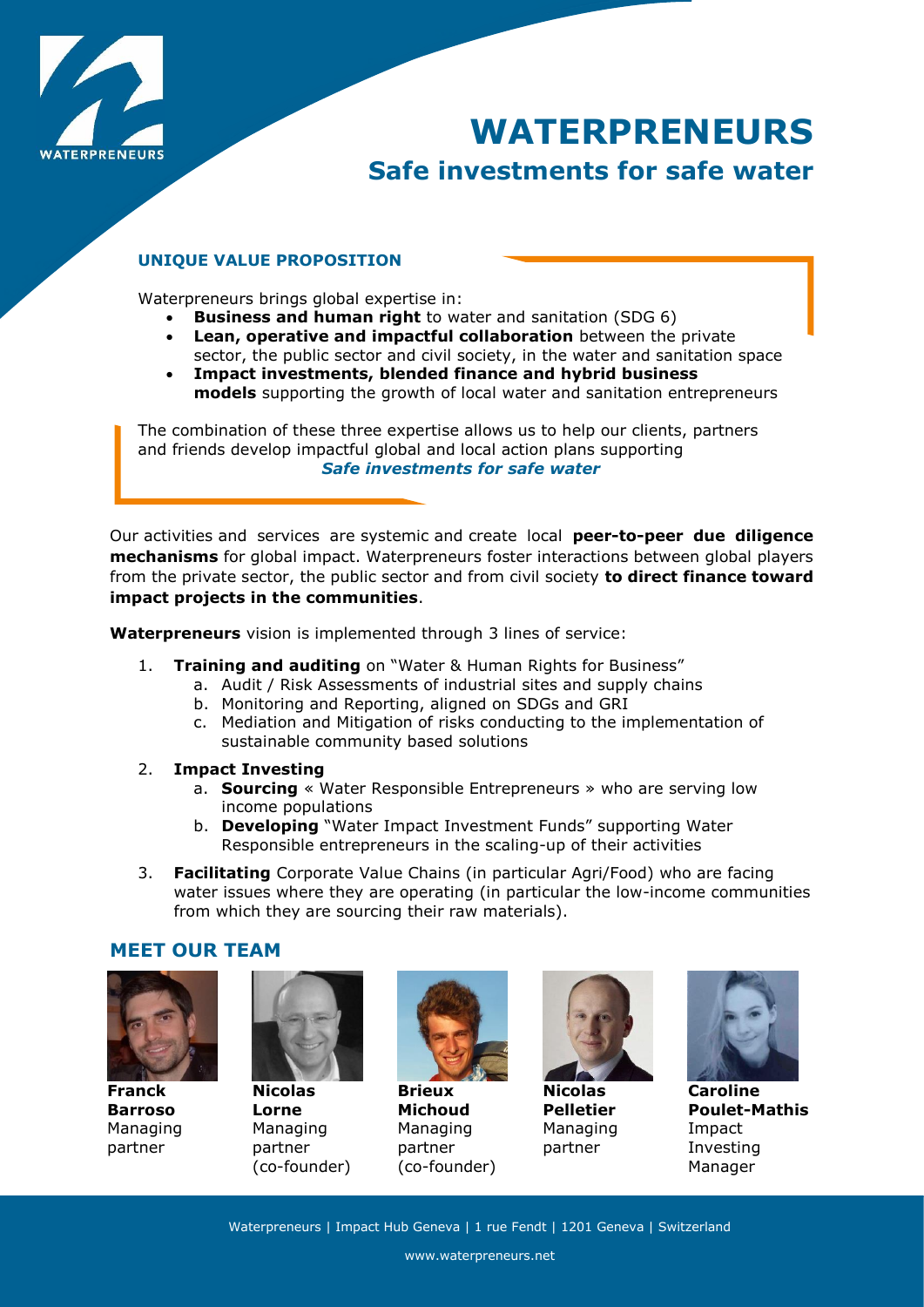# WATERPRENEURS

## Safe investments for safe water

### UNIQUE VALUE PROPOSITION

Waterpreneurs brings global expertise in:

- **Business and human right** to water and sanitation (SDG 6)
- **Lean, operative and impactful collaboration** between the private sector, the public sector and civil society, in the water and sanitation space
- **Impact investments, blended finance and hybrid business models** supporting the growth of local water and sanitation entrepreneurs

The combination of these three expertise allows us to help our clients, partners and friends develop impactful global and local action plans supporting ***Safe investments for safe water***

Our activities and services are systemic and create local **peer-to-peer due diligence mechanisms** for global impact. Waterpreneurs foster interactions between global players from the private sector, the public sector and from civil society **to direct finance toward impact projects in the communities**.

**Waterpreneurs** vision is implemented through 3 lines of service:

1. **Training and auditing** on "Water & Human Rights for Business"
   a. Audit / Risk Assessments of industrial sites and supply chains
   b. Monitoring and Reporting, aligned on SDGs and GRI
   c. Mediation and Mitigation of risks conducting to the implementation of sustainable community based solutions
2. **Impact Investing**
   a. **Sourcing** « Water Responsible Entrepreneurs » who are serving low income populations
   b. **Developing** "Water Impact Investment Funds" supporting Water Responsible entrepreneurs in the scaling-up of their activities
3. **Facilitating** Corporate Value Chains (in particular Agri/Food) who are facing water issues where they are operating (in particular the low-income communities from which they are sourcing their raw materials).

## MEET OUR TEAM

**Franck Barroso**
Managing partner

**Nicolas Lorne**
Managing partner (co-founder)

**Brieux Michoud**
Managing partner (co-founder)

**Nicolas Pelletier**
Managing partner

**Caroline Poulet-Mathis**
Impact Investing Manager

Waterpreneurs | Impact Hub Geneva | 1 rue Fendt | 1201 Geneva | Switzerland

www.waterpreneurs.net